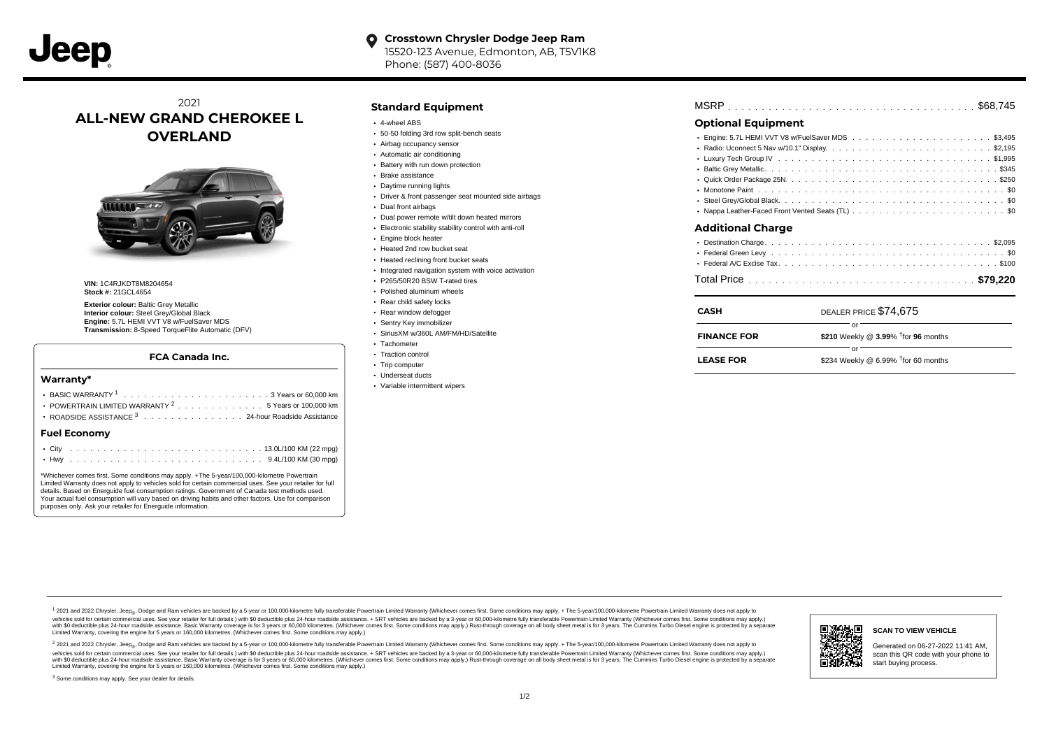**Crosstown Chrysler Dodge Jeep Ram**
15520-123 Avenue, Edmonton, AB, T5V1K8
Phone: (587) 400-8036

# 2021 ALL-NEW GRAND CHEROKEE L OVERLAND

**VIN:** 1C4RJKDT8M8204654
**Stock #:** 21GCL4654

**Exterior colour:** Baltic Grey Metallic
**Interior colour:** Steel Grey/Global Black
**Engine:** 5.7L HEMI VVT V8 w/FuelSaver MDS
**Transmission:** 8-Speed TorqueFlite Automatic (DFV)

### FCA Canada Inc.

#### Warranty*

- BASIC WARRANTY [1] . . . . . . . . . . 3 Years or 60,000 km
- POWERTRAIN LIMITED WARRANTY [2] . . . . . . . . . . 5 Years or 100,000 km
- ROADSIDE ASSISTANCE [3] . . . . . . . . . . 24-hour Roadside Assistance

#### Fuel Economy

- City . . . . . . . . . . 13.0L/100 KM (22 mpg)
- Hwy . . . . . . . . . . 9.4L/100 KM (30 mpg)

*Whichever comes first. Some conditions may apply. +The 5-year/100,000-kilometre Powertrain Limited Warranty does not apply to vehicles sold for certain commercial uses. See your retailer for full details. Based on Energuide fuel consumption ratings. Government of Canada test methods used. Your actual fuel consumption will vary based on driving habits and other factors. Use for comparison purposes only. Ask your retailer for Energuide information.

## Standard Equipment

- 4-wheel ABS
- 50-50 folding 3rd row split-bench seats
- Airbag occupancy sensor
- Automatic air conditioning
- Battery with run down protection
- Brake assistance
- Daytime running lights
- Driver & front passenger seat mounted side airbags
- Dual front airbags
- Dual power remote w/tilt down heated mirrors
- Electronic stability stability control with anti-roll
- Engine block heater
- Heated 2nd row bucket seat
- Heated reclining front bucket seats
- Integrated navigation system with voice activation
- P265/50R20 BSW T-rated tires
- Polished aluminum wheels
- Rear child safety locks
- Rear window defogger
- Sentry Key immobilizer
- SiriusXM w/360L AM/FM/HD/Satellite
- Tachometer
- Traction control
- Trip computer
- Underseat ducts
- Variable intermittent wipers

MSRP . . . . . . . . . . $68,745

## Optional Equipment

- Engine: 5.7L HEMI VVT V8 w/FuelSaver MDS . . . . . . . . . . $3,495
- Radio: Uconnect 5 Nav w/10.1" Display. . . . . . . . . . . $2,195
- Luxury Tech Group IV . . . . . . . . . . $1,995
- Baltic Grey Metallic. . . . . . . . . . $345
- Quick Order Package 25N. . . . . . . . . . $250
- Monotone Paint . . . . . . . . . . $0
- Steel Grey/Global Black. . . . . . . . . . $0
- Nappa Leather-Faced Front Vented Seats (TL) . . . . . . . . . . $0

## Additional Charge

- Destination Charge. . . . . . . . . . $2,095
- Federal Green Levy . . . . . . . . . . $0
- Federal A/C Excise Tax. . . . . . . . . . $100

Total Price . . . . . . . . . . **$79,220**

| | |
|---|---|
| **CASH** | DEALER PRICE $74,675 |
| | or |
| **FINANCE FOR** | **$210** Weekly @ **3.99**% †for **96** months |
| | or |
| **LEASE FOR** | $234 Weekly @ 6.99% †for 60 months |

[1] 2021 and 2022 Chrysler, Jeep®, Dodge and Ram vehicles are backed by a 5-year or 100,000-kilometre fully transferable Powertrain Limited Warranty (Whichever comes first. Some conditions may apply. + The 5-year/100,000-kilometre Powertrain Limited Warranty does not apply to vehicles sold for certain commercial uses. See your retailer for full details.) with $0 deductible plus 24-hour roadside assistance. + SRT vehicles are backed by a 3-year or 60,000-kilometre fully transferable Powertrain Limited Warranty (Whichever comes first. Some conditions may apply.) with $0 deductible plus 24-hour roadside assistance. Basic Warranty coverage is for 3 years or 60,000 kilometres. (Whichever comes first. Some conditions may apply.) Rust-through coverage on all body sheet metal is for 3 years. The Cummins Turbo Diesel engine is protected by a separate Limited Warranty, covering the engine for 5 years or 160,000 kilometres. (Whichever comes first. Some conditions may apply.)

[2] 2021 and 2022 Chrysler, Jeep®, Dodge and Ram vehicles are backed by a 5-year or 100,000-kilometre fully transferable Powertrain Limited Warranty (Whichever comes first. Some conditions may apply. + The 5-year/100,000-kilometre Powertrain Limited Warranty does not apply to vehicles sold for certain commercial uses. See your retailer for full details.) with $0 deductible plus 24-hour roadside assistance. + SRT vehicles are backed by a 3-year or 60,000-kilometre fully transferable Powertrain Limited Warranty (Whichever comes first. Some conditions may apply.) with $0 deductible plus 24-hour roadside assistance. Basic Warranty coverage is for 3 years or 60,000 kilometres. (Whichever comes first. Some conditions may apply.) Rust-through coverage on all body sheet metal is for 3 years. The Cummins Turbo Diesel engine is protected by a separate Limited Warranty, covering the engine for 5 years or 160,000 kilometres. (Whichever comes first. Some conditions may apply.)

[3] Some conditions may apply. See your dealer for details.

**SCAN TO VIEW VEHICLE**

Generated on 06-27-2022 11:41 AM, scan this QR code with your phone to start buying process.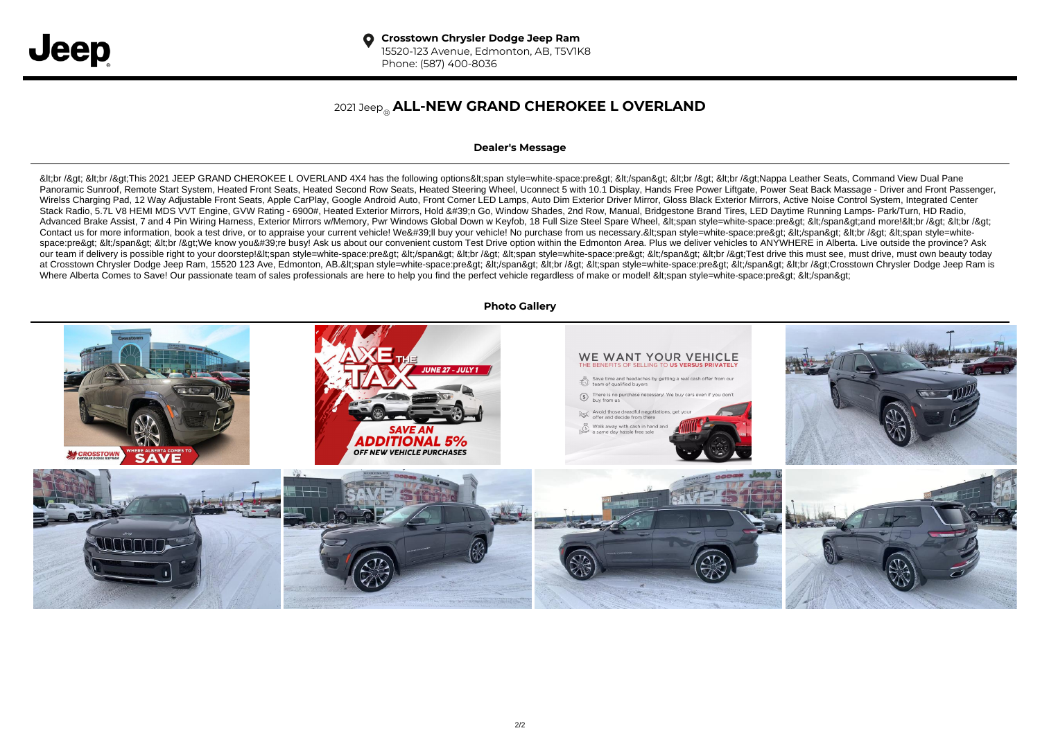Jeep

**Crosstown Chrysler Dodge Jeep Ram**
15520-123 Avenue, Edmonton, AB, T5V1K8
Phone: (587) 400-8036

# 2021 Jeep® ALL-NEW GRAND CHEROKEE L OVERLAND

## Dealer's Message

&lt;br /&gt; &lt;br /&gt;This 2021 JEEP GRAND CHEROKEE L OVERLAND 4X4 has the following options&lt;span style=white-space:pre&gt; &lt;/span&gt; &lt;br /&gt; &lt;br /&gt;Nappa Leather Seats, Command View Dual Pane Panoramic Sunroof, Remote Start System, Heated Front Seats, Heated Second Row Seats, Heated Steering Wheel, Uconnect 5 with 10.1 Display, Hands Free Power Liftgate, Power Seat Back Massage - Driver and Front Passenger, Wirelss Charging Pad, 12 Way Adjustable Front Seats, Apple CarPlay, Google Android Auto, Front Corner LED Lamps, Auto Dim Exterior Driver Mirror, Gloss Black Exterior Mirrors, Active Noise Control System, Integrated Center Stack Radio, 5.7L V8 HEMI MDS VVT Engine, GVW Rating - 6900#, Heated Exterior Mirrors, Hold &#39;n Go, Window Shades, 2nd Row, Manual, Bridgestone Brand Tires, LED Daytime Running Lamps- Park/Turn, HD Radio, Advanced Brake Assist, 7 and 4 Pin Wiring Harness, Exterior Mirrors w/Memory, Pwr Windows Global Down w Keyfob, 18 Full Size Steel Spare Wheel, &lt;span style=white-space:pre&gt; &lt;/span&gt;and more!&lt;br /&gt; &lt;br /&gt; Contact us for more information, book a test drive, or to appraise your current vehicle! We&#39;ll buy your vehicle! No purchase from us necessary.&lt;span style=white-space:pre&gt; &lt;/span&gt; &lt;br /&gt; &lt;span style=white-space:pre&gt; &lt;/span&gt; &lt;br /&gt;We know you&#39;re busy! Ask us about our convenient custom Test Drive option within the Edmonton Area. Plus we deliver vehicles to ANYWHERE in Alberta. Live outside the province? Ask our team if delivery is possible right to your doorstep!&lt;span style=white-space:pre&gt; &lt;/span&gt; &lt;br /&gt; &lt;span style=white-space:pre&gt; &lt;/span&gt; &lt;br /&gt;Test drive this must see, must drive, must own beauty today at Crosstown Chrysler Dodge Jeep Ram, 15520 123 Ave, Edmonton, AB.&lt;span style=white-space:pre&gt; &lt;/span&gt; &lt;br /&gt; &lt;span style=white-space:pre&gt; &lt;/span&gt; &lt;br /&gt;Crosstown Chrysler Dodge Jeep Ram is Where Alberta Comes to Save! Our passionate team of sales professionals are here to help you find the perfect vehicle regardless of make or model! &lt;span style=white-space:pre&gt; &lt;/span&gt;

## Photo Gallery